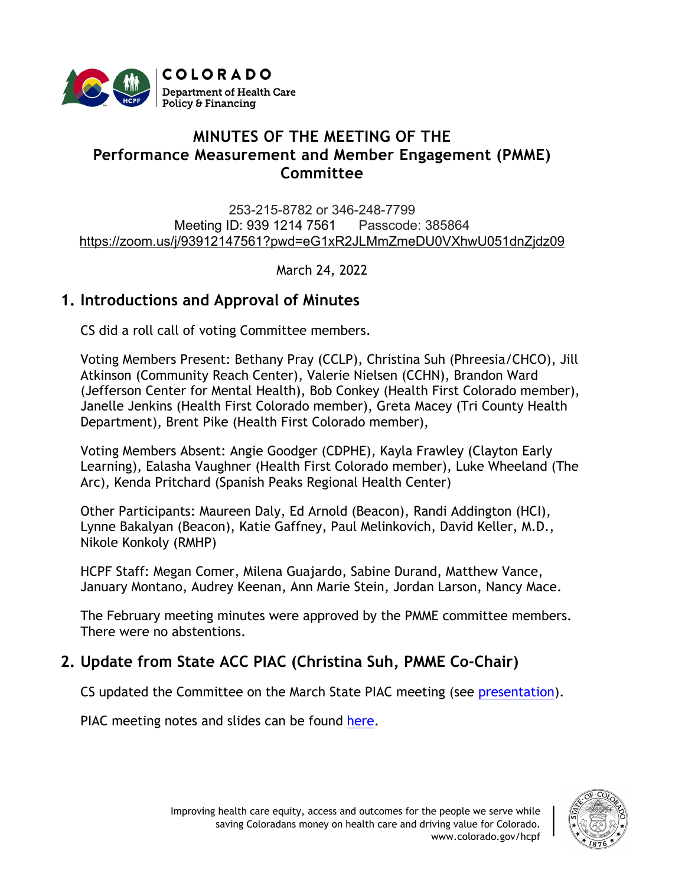# MINUTES OF THE MEETING OF THE Performance Measurement and Member Engagement (PMME) Committee

253-215-8782 or 346-248-7799
Meeting ID: 939 1214 7561 Passcode: 385864
https://zoom.us/j/93912147561?pwd=eG1xR2JLMmZmeDU0VXhwU051dnZjdz09

March 24, 2022

## 1. Introductions and Approval of Minutes

CS did a roll call of voting Committee members.

Voting Members Present: Bethany Pray (CCLP), Christina Suh (Phreesia/CHCO), Jill Atkinson (Community Reach Center), Valerie Nielsen (CCHN), Brandon Ward (Jefferson Center for Mental Health), Bob Conkey (Health First Colorado member), Janelle Jenkins (Health First Colorado member), Greta Macey (Tri County Health Department), Brent Pike (Health First Colorado member),

Voting Members Absent: Angie Goodger (CDPHE), Kayla Frawley (Clayton Early Learning), Ealasha Vaughner (Health First Colorado member), Luke Wheeland (The Arc), Kenda Pritchard (Spanish Peaks Regional Health Center)

Other Participants: Maureen Daly, Ed Arnold (Beacon), Randi Addington (HCI), Lynne Bakalyan (Beacon), Katie Gaffney, Paul Melinkovich, David Keller, M.D., Nikole Konkoly (RMHP)

HCPF Staff: Megan Comer, Milena Guajardo, Sabine Durand, Matthew Vance, January Montano, Audrey Keenan, Ann Marie Stein, Jordan Larson, Nancy Mace.

The February meeting minutes were approved by the PMME committee members. There were no abstentions.

## 2. Update from State ACC PIAC (Christina Suh, PMME Co-Chair)

CS updated the Committee on the March State PIAC meeting (see presentation).

PIAC meeting notes and slides can be found here.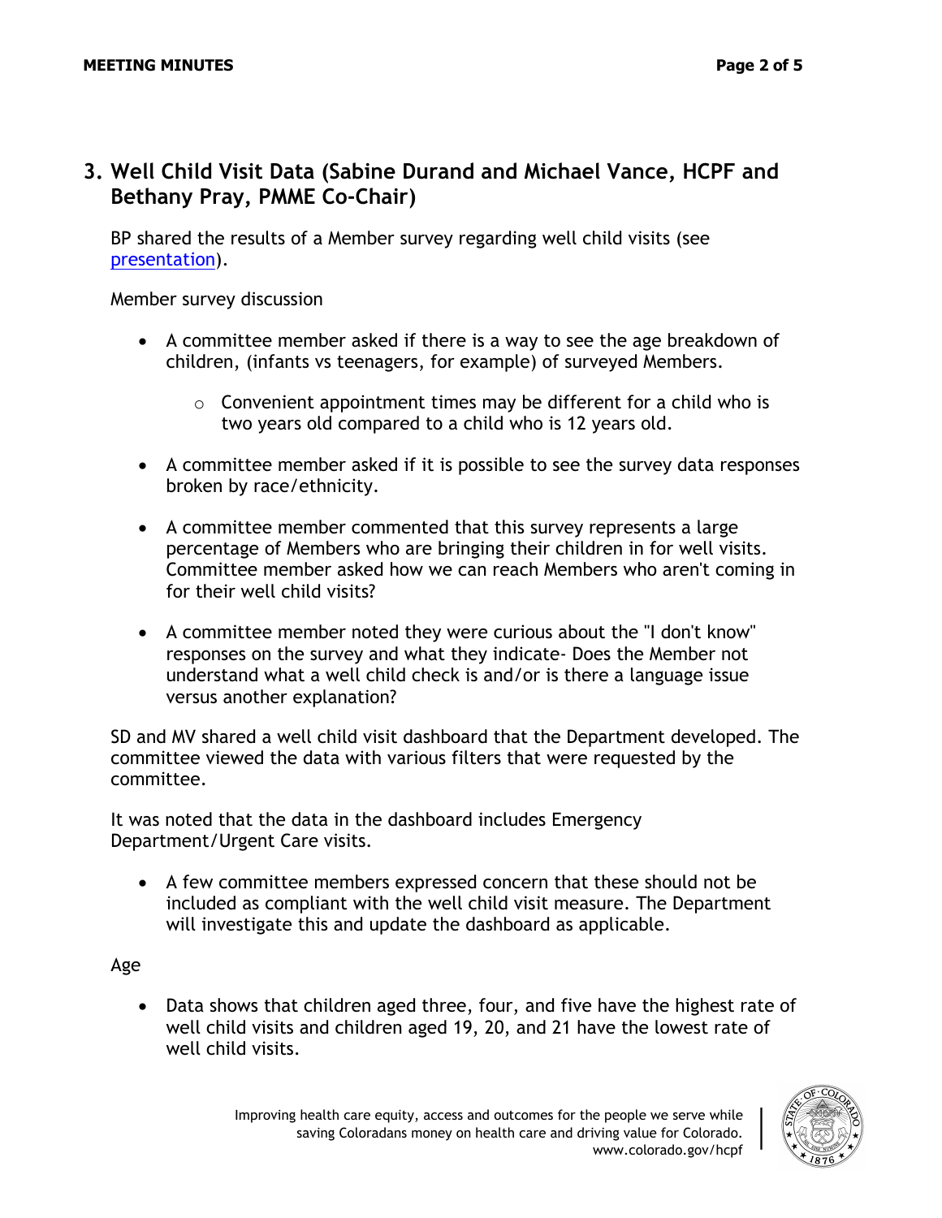## 3. Well Child Visit Data (Sabine Durand and Michael Vance, HCPF and Bethany Pray, PMME Co-Chair)

BP shared the results of a Member survey regarding well child visits (see [presentation](presentation)).

Member survey discussion

- A committee member asked if there is a way to see the age breakdown of children, (infants vs teenagers, for example) of surveyed Members.
    - Convenient appointment times may be different for a child who is two years old compared to a child who is 12 years old.
- A committee member asked if it is possible to see the survey data responses broken by race/ethnicity.
- A committee member commented that this survey represents a large percentage of Members who are bringing their children in for well visits. Committee member asked how we can reach Members who aren't coming in for their well child visits?
- A committee member noted they were curious about the "I don't know" responses on the survey and what they indicate- Does the Member not understand what a well child check is and/or is there a language issue versus another explanation?

SD and MV shared a well child visit dashboard that the Department developed. The committee viewed the data with various filters that were requested by the committee.

It was noted that the data in the dashboard includes Emergency Department/Urgent Care visits.

- A few committee members expressed concern that these should not be included as compliant with the well child visit measure. The Department will investigate this and update the dashboard as applicable.

Age

- Data shows that children aged three, four, and five have the highest rate of well child visits and children aged 19, 20, and 21 have the lowest rate of well child visits.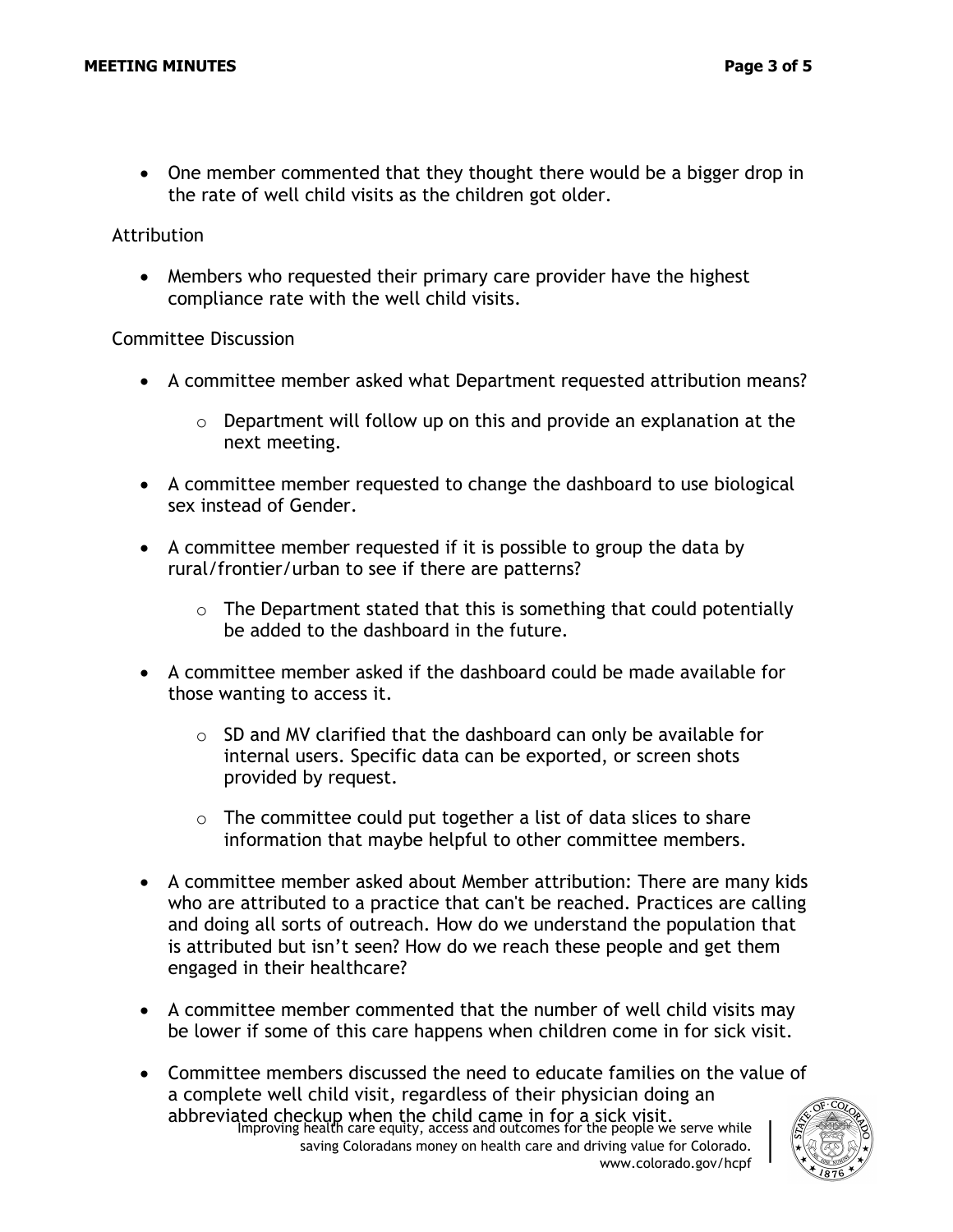- One member commented that they thought there would be a bigger drop in the rate of well child visits as the children got older.

Attribution

- Members who requested their primary care provider have the highest compliance rate with the well child visits.

Committee Discussion

- A committee member asked what Department requested attribution means?
  - Department will follow up on this and provide an explanation at the next meeting.
- A committee member requested to change the dashboard to use biological sex instead of Gender.
- A committee member requested if it is possible to group the data by rural/frontier/urban to see if there are patterns?
  - The Department stated that this is something that could potentially be added to the dashboard in the future.
- A committee member asked if the dashboard could be made available for those wanting to access it.
  - SD and MV clarified that the dashboard can only be available for internal users. Specific data can be exported, or screen shots provided by request.
  - The committee could put together a list of data slices to share information that maybe helpful to other committee members.
- A committee member asked about Member attribution: There are many kids who are attributed to a practice that can't be reached. Practices are calling and doing all sorts of outreach. How do we understand the population that is attributed but isn't seen? How do we reach these people and get them engaged in their healthcare?
- A committee member commented that the number of well child visits may be lower if some of this care happens when children come in for sick visit.
- Committee members discussed the need to educate families on the value of a complete well child visit, regardless of their physician doing an abbreviated checkup when the child came in for a sick visit.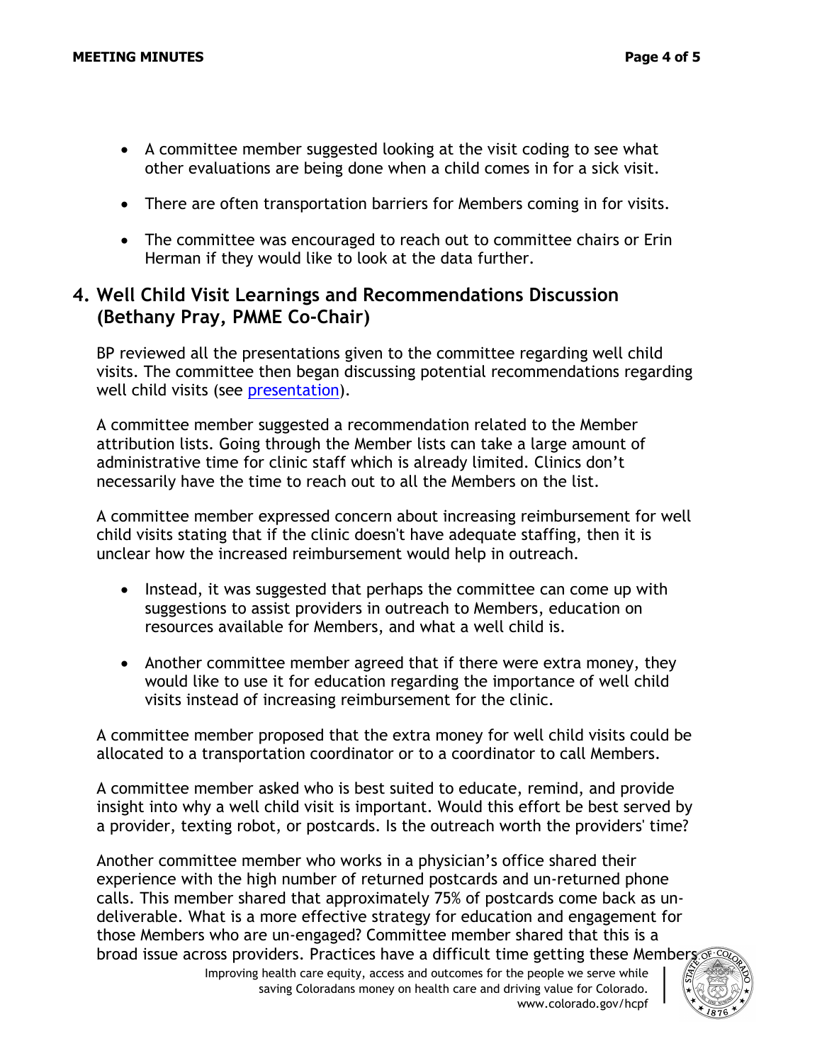- A committee member suggested looking at the visit coding to see what other evaluations are being done when a child comes in for a sick visit.
- There are often transportation barriers for Members coming in for visits.
- The committee was encouraged to reach out to committee chairs or Erin Herman if they would like to look at the data further.

## 4. Well Child Visit Learnings and Recommendations Discussion (Bethany Pray, PMME Co-Chair)

BP reviewed all the presentations given to the committee regarding well child visits. The committee then began discussing potential recommendations regarding well child visits (see presentation).

A committee member suggested a recommendation related to the Member attribution lists. Going through the Member lists can take a large amount of administrative time for clinic staff which is already limited. Clinics don't necessarily have the time to reach out to all the Members on the list.

A committee member expressed concern about increasing reimbursement for well child visits stating that if the clinic doesn't have adequate staffing, then it is unclear how the increased reimbursement would help in outreach.

- Instead, it was suggested that perhaps the committee can come up with suggestions to assist providers in outreach to Members, education on resources available for Members, and what a well child is.
- Another committee member agreed that if there were extra money, they would like to use it for education regarding the importance of well child visits instead of increasing reimbursement for the clinic.

A committee member proposed that the extra money for well child visits could be allocated to a transportation coordinator or to a coordinator to call Members.

A committee member asked who is best suited to educate, remind, and provide insight into why a well child visit is important. Would this effort be best served by a provider, texting robot, or postcards. Is the outreach worth the providers' time?

Another committee member who works in a physician's office shared their experience with the high number of returned postcards and un-returned phone calls. This member shared that approximately 75% of postcards come back as un-deliverable. What is a more effective strategy for education and engagement for those Members who are un-engaged? Committee member shared that this is a broad issue across providers. Practices have a difficult time getting these Members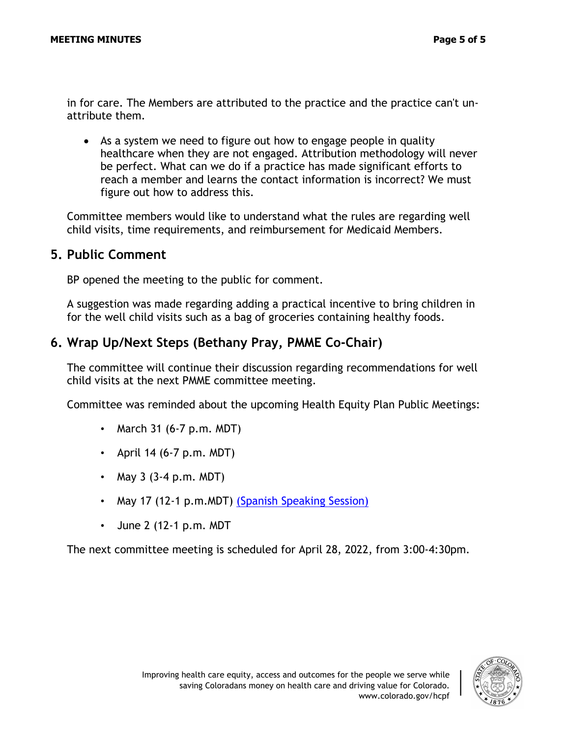in for care. The Members are attributed to the practice and the practice can't un-attribute them.

- As a system we need to figure out how to engage people in quality healthcare when they are not engaged. Attribution methodology will never be perfect. What can we do if a practice has made significant efforts to reach a member and learns the contact information is incorrect? We must figure out how to address this.

Committee members would like to understand what the rules are regarding well child visits, time requirements, and reimbursement for Medicaid Members.

## 5. Public Comment

BP opened the meeting to the public for comment.

A suggestion was made regarding adding a practical incentive to bring children in for the well child visits such as a bag of groceries containing healthy foods.

## 6. Wrap Up/Next Steps (Bethany Pray, PMME Co-Chair)

The committee will continue their discussion regarding recommendations for well child visits at the next PMME committee meeting.

Committee was reminded about the upcoming Health Equity Plan Public Meetings:

- March 31 (6-7 p.m. MDT)
- April 14 (6-7 p.m. MDT)
- May 3 (3-4 p.m. MDT)
- May 17 (12-1 p.m.MDT) (Spanish Speaking Session)
- June 2 (12-1 p.m. MDT

The next committee meeting is scheduled for April 28, 2022, from 3:00-4:30pm.

Improving health care equity, access and outcomes for the people we serve while saving Coloradans money on health care and driving value for Colorado.
www.colorado.gov/hcpf